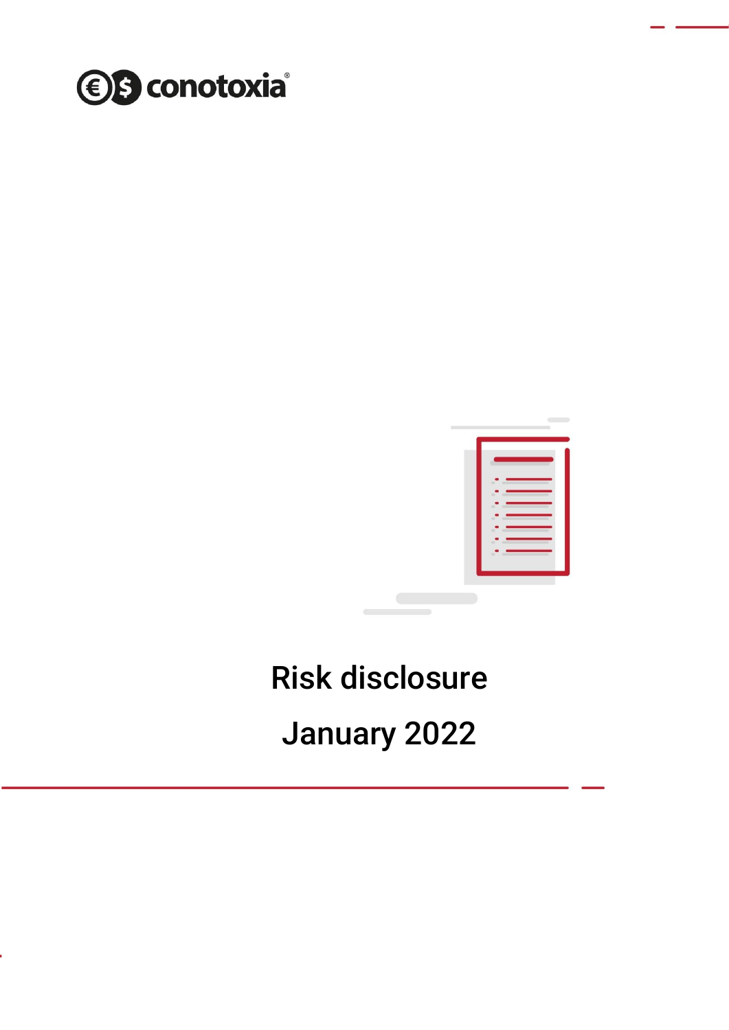conotoxia®

# Risk disclosure

## January 2022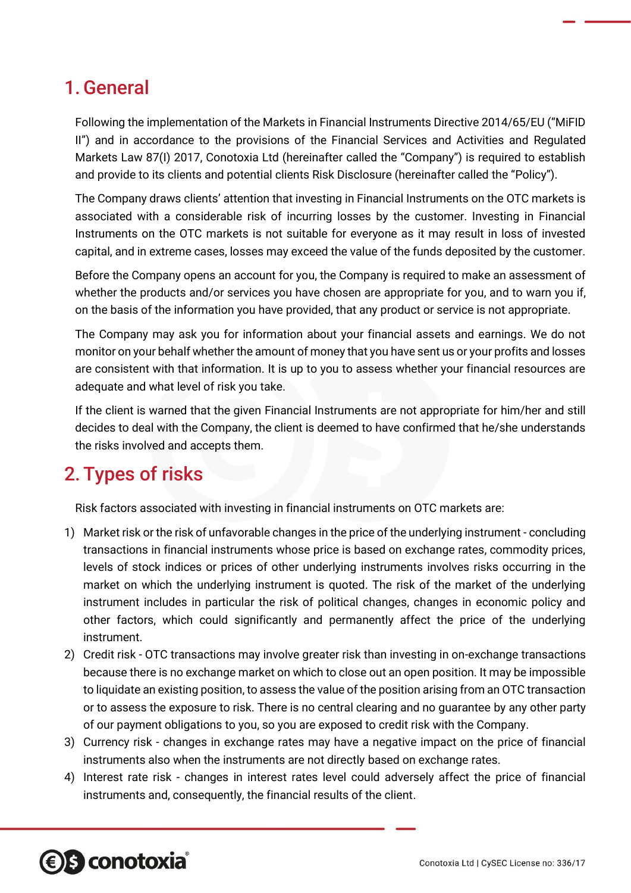# 1. General

Following the implementation of the Markets in Financial Instruments Directive 2014/65/EU ("MiFID II") and in accordance to the provisions of the Financial Services and Activities and Regulated Markets Law 87(I) 2017, Conotoxia Ltd (hereinafter called the "Company") is required to establish and provide to its clients and potential clients Risk Disclosure (hereinafter called the "Policy").

The Company draws clients' attention that investing in Financial Instruments on the OTC markets is associated with a considerable risk of incurring losses by the customer. Investing in Financial Instruments on the OTC markets is not suitable for everyone as it may result in loss of invested capital, and in extreme cases, losses may exceed the value of the funds deposited by the customer.

Before the Company opens an account for you, the Company is required to make an assessment of whether the products and/or services you have chosen are appropriate for you, and to warn you if, on the basis of the information you have provided, that any product or service is not appropriate.

The Company may ask you for information about your financial assets and earnings. We do not monitor on your behalf whether the amount of money that you have sent us or your profits and losses are consistent with that information. It is up to you to assess whether your financial resources are adequate and what level of risk you take.

If the client is warned that the given Financial Instruments are not appropriate for him/her and still decides to deal with the Company, the client is deemed to have confirmed that he/she understands the risks involved and accepts them.

# 2. Types of risks

Risk factors associated with investing in financial instruments on OTC markets are:

1) Market risk or the risk of unfavorable changes in the price of the underlying instrument - concluding transactions in financial instruments whose price is based on exchange rates, commodity prices, levels of stock indices or prices of other underlying instruments involves risks occurring in the market on which the underlying instrument is quoted. The risk of the market of the underlying instrument includes in particular the risk of political changes, changes in economic policy and other factors, which could significantly and permanently affect the price of the underlying instrument.
2) Credit risk - OTC transactions may involve greater risk than investing in on-exchange transactions because there is no exchange market on which to close out an open position. It may be impossible to liquidate an existing position, to assess the value of the position arising from an OTC transaction or to assess the exposure to risk. There is no central clearing and no guarantee by any other party of our payment obligations to you, so you are exposed to credit risk with the Company.
3) Currency risk - changes in exchange rates may have a negative impact on the price of financial instruments also when the instruments are not directly based on exchange rates.
4) Interest rate risk - changes in interest rates level could adversely affect the price of financial instruments and, consequently, the financial results of the client.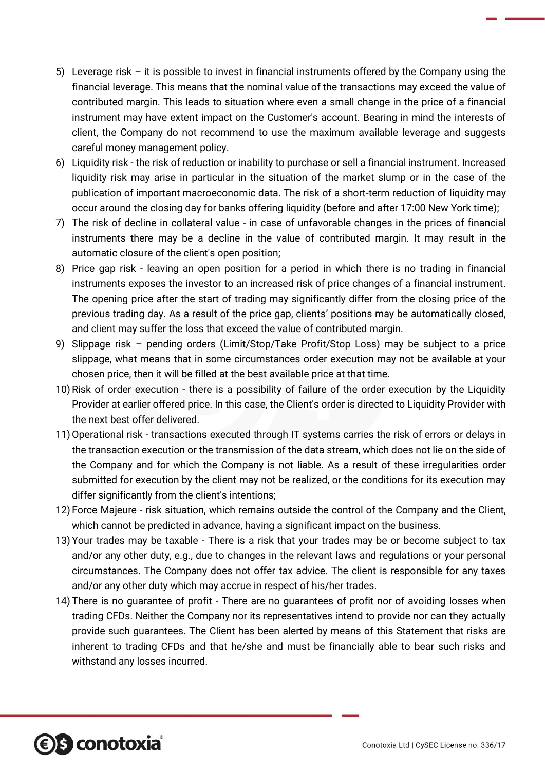5) Leverage risk – it is possible to invest in financial instruments offered by the Company using the financial leverage. This means that the nominal value of the transactions may exceed the value of contributed margin. This leads to situation where even a small change in the price of a financial instrument may have extent impact on the Customer's account. Bearing in mind the interests of client, the Company do not recommend to use the maximum available leverage and suggests careful money management policy.
6) Liquidity risk - the risk of reduction or inability to purchase or sell a financial instrument. Increased liquidity risk may arise in particular in the situation of the market slump or in the case of the publication of important macroeconomic data. The risk of a short-term reduction of liquidity may occur around the closing day for banks offering liquidity (before and after 17:00 New York time);
7) The risk of decline in collateral value - in case of unfavorable changes in the prices of financial instruments there may be a decline in the value of contributed margin. It may result in the automatic closure of the client's open position;
8) Price gap risk - leaving an open position for a period in which there is no trading in financial instruments exposes the investor to an increased risk of price changes of a financial instrument. The opening price after the start of trading may significantly differ from the closing price of the previous trading day. As a result of the price gap, clients' positions may be automatically closed, and client may suffer the loss that exceed the value of contributed margin.
9) Slippage risk – pending orders (Limit/Stop/Take Profit/Stop Loss) may be subject to a price slippage, what means that in some circumstances order execution may not be available at your chosen price, then it will be filled at the best available price at that time.
10) Risk of order execution - there is a possibility of failure of the order execution by the Liquidity Provider at earlier offered price. In this case, the Client's order is directed to Liquidity Provider with the next best offer delivered.
11) Operational risk - transactions executed through IT systems carries the risk of errors or delays in the transaction execution or the transmission of the data stream, which does not lie on the side of the Company and for which the Company is not liable. As a result of these irregularities order submitted for execution by the client may not be realized, or the conditions for its execution may differ significantly from the client's intentions;
12) Force Majeure - risk situation, which remains outside the control of the Company and the Client, which cannot be predicted in advance, having a significant impact on the business.
13) Your trades may be taxable - There is a risk that your trades may be or become subject to tax and/or any other duty, e.g., due to changes in the relevant laws and regulations or your personal circumstances. The Company does not offer tax advice. The client is responsible for any taxes and/or any other duty which may accrue in respect of his/her trades.
14) There is no guarantee of profit - There are no guarantees of profit nor of avoiding losses when trading CFDs. Neither the Company nor its representatives intend to provide nor can they actually provide such guarantees. The Client has been alerted by means of this Statement that risks are inherent to trading CFDs and that he/she and must be financially able to bear such risks and withstand any losses incurred.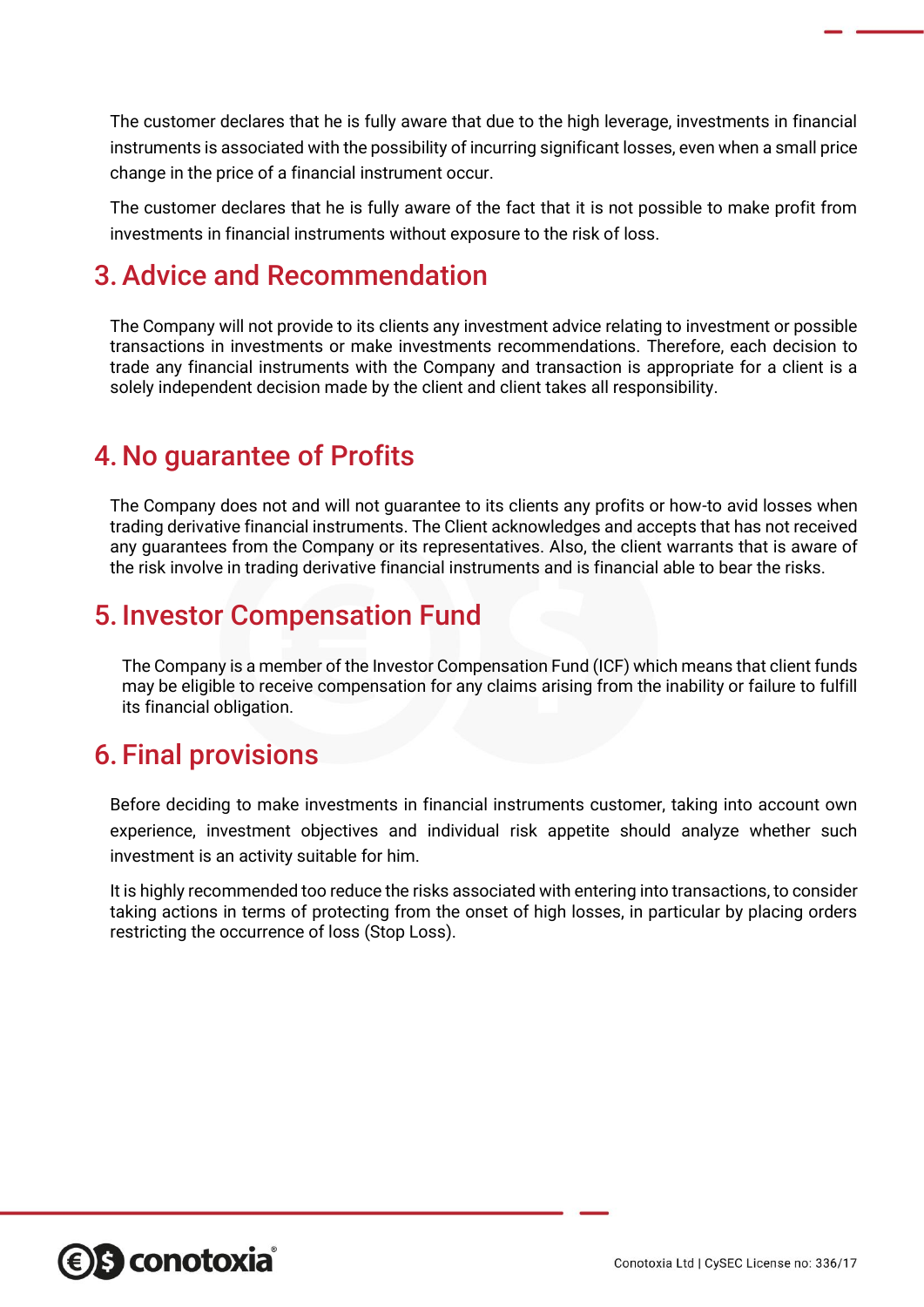The customer declares that he is fully aware that due to the high leverage, investments in financial instruments is associated with the possibility of incurring significant losses, even when a small price change in the price of a financial instrument occur.

The customer declares that he is fully aware of the fact that it is not possible to make profit from investments in financial instruments without exposure to the risk of loss.

## 3. Advice and Recommendation

The Company will not provide to its clients any investment advice relating to investment or possible transactions in investments or make investments recommendations. Therefore, each decision to trade any financial instruments with the Company and transaction is appropriate for a client is a solely independent decision made by the client and client takes all responsibility.

## 4. No guarantee of Profits

The Company does not and will not guarantee to its clients any profits or how-to avid losses when trading derivative financial instruments. The Client acknowledges and accepts that has not received any guarantees from the Company or its representatives. Also, the client warrants that is aware of the risk involve in trading derivative financial instruments and is financial able to bear the risks.

## 5. Investor Compensation Fund

The Company is a member of the Investor Compensation Fund (ICF) which means that client funds may be eligible to receive compensation for any claims arising from the inability or failure to fulfill its financial obligation.

## 6. Final provisions

Before deciding to make investments in financial instruments customer, taking into account own experience, investment objectives and individual risk appetite should analyze whether such investment is an activity suitable for him.

It is highly recommended too reduce the risks associated with entering into transactions, to consider taking actions in terms of protecting from the onset of high losses, in particular by placing orders restricting the occurrence of loss (Stop Loss).